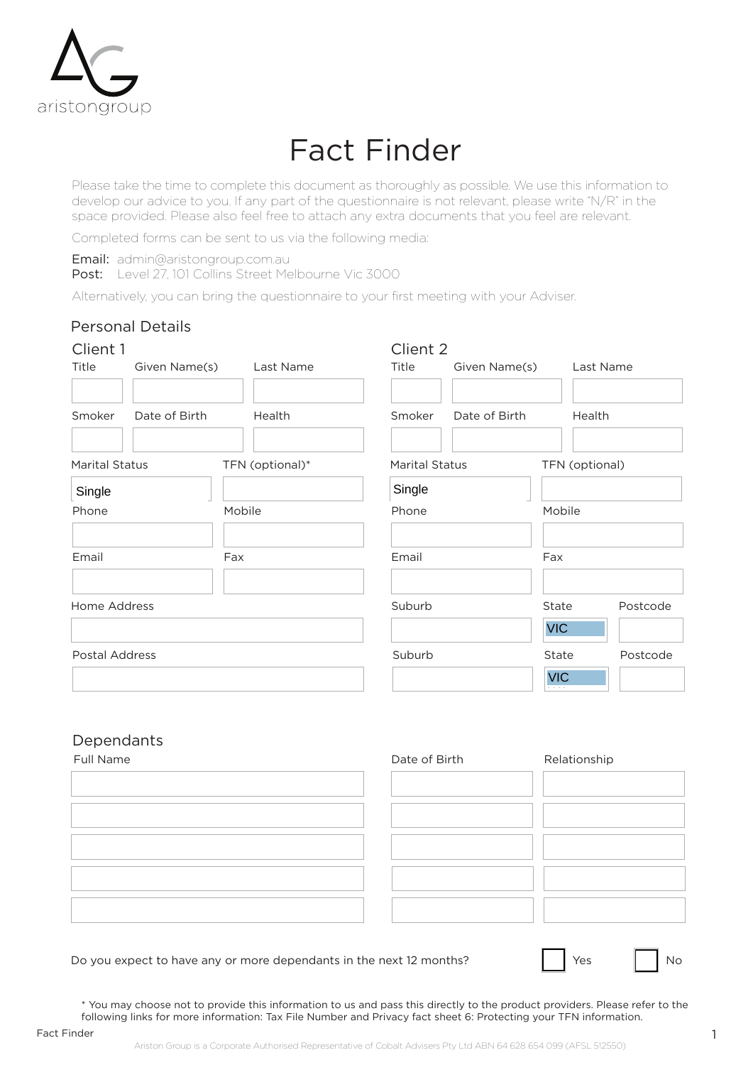aristongroup

# Fact Finder

Please take the time to complete this document as thoroughly as possible. We use this information to develop our advice to you. If any part of the questionnaire is not relevant, please write "N/R" in the space provided. Please also feel free to attach any extra documents that you feel are relevant.

Completed forms can be sent to us via the following media:

**Email:** admin@aristongroup.com.au
**Post:** Level 27, 101 Collins Street Melbourne Vic 3000

Alternatively, you can bring the questionnaire to your first meeting with your Adviser.

## Personal Details

### Client 1

| Title | Given Name(s) | Last Name |
|---|---|---|
| | | |

| Smoker | Date of Birth | Health |
|---|---|---|
| | | |

| Marital Status | TFN (optional)* |
|---|---|
| Single | |

| Phone | Mobile |
|---|---|
| | |

| Email | Fax |
|---|---|
| | |

| Home Address |
|---|
| |

| Postal Address |
|---|
| |

### Client 2

| Title | Given Name(s) | Last Name |
|---|---|---|
| | | |

| Smoker | Date of Birth | Health |
|---|---|---|
| | | |

| Marital Status | TFN (optional) |
|---|---|
| Single | |

| Phone | Mobile |
|---|---|
| | |

| Email | Fax |
|---|---|
| | |

| Suburb | State | Postcode |
|---|---|---|
| | VIC | |

| Suburb | State | Postcode |
|---|---|---|
| | VIC | |

## Dependants

| Full Name | Date of Birth | Relationship |
|---|---|---|
| | | |
| | | |
| | | |
| | | |
| | | |

Do you expect to have any or more dependants in the next 12 months? ☐ Yes ☐ No

\* You may choose not to provide this information to us and pass this directly to the product providers. Please refer to the following links for more information: Tax File Number and Privacy fact sheet 6: Protecting your TFN information.

Ariston Group is a Corporate Authorised Representative of Cobalt Advisers Pty Ltd ABN 64 628 654 099 (AFSL 512550)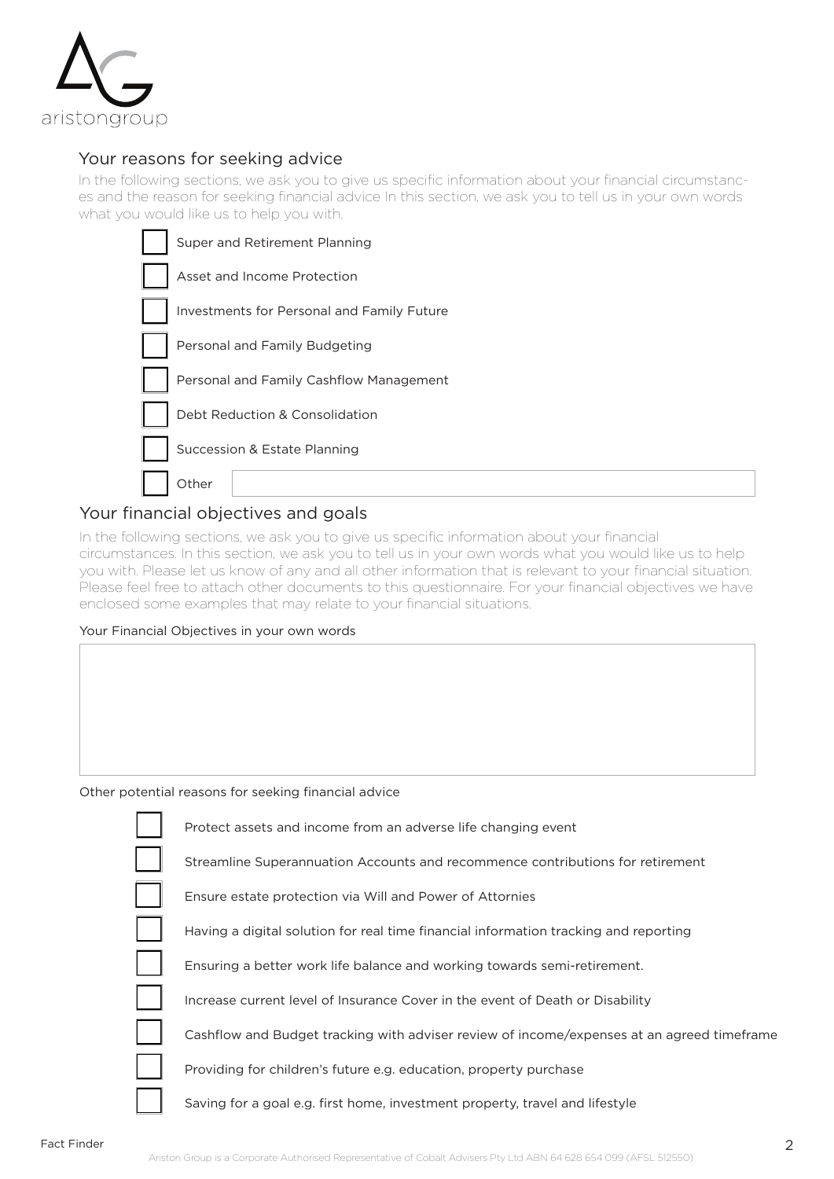## Your reasons for seeking advice

In the following sections, we ask you to give us specific information about your financial circumstances and the reason for seeking financial advice In this section, we ask you to tell us in your own words what you would like us to help you with.

- ☐ Super and Retirement Planning
- ☐ Asset and Income Protection
- ☐ Investments for Personal and Family Future
- ☐ Personal and Family Budgeting
- ☐ Personal and Family Cashflow Management
- ☐ Debt Reduction & Consolidation
- ☐ Succession & Estate Planning
- ☐ Other ____________________

## Your financial objectives and goals

In the following sections, we ask you to give us specific information about your financial circumstances. In this section, we ask you to tell us in your own words what you would like us to help you with. Please let us know of any and all other information that is relevant to your financial situation. Please feel free to attach other documents to this questionnaire. For your financial objectives we have enclosed some examples that may relate to your financial situations.

Your Financial Objectives in your own words

____________________

Other potential reasons for seeking financial advice

- ☐ Protect assets and income from an adverse life changing event
- ☐ Streamline Superannuation Accounts and recommence contributions for retirement
- ☐ Ensure estate protection via Will and Power of Attornies
- ☐ Having a digital solution for real time financial information tracking and reporting
- ☐ Ensuring a better work life balance and working towards semi-retirement.
- ☐ Increase current level of Insurance Cover in the event of Death or Disability
- ☐ Cashflow and Budget tracking with adviser review of income/expenses at an agreed timeframe
- ☐ Providing for children's future e.g. education, property purchase
- ☐ Saving for a goal e.g. first home, investment property, travel and lifestyle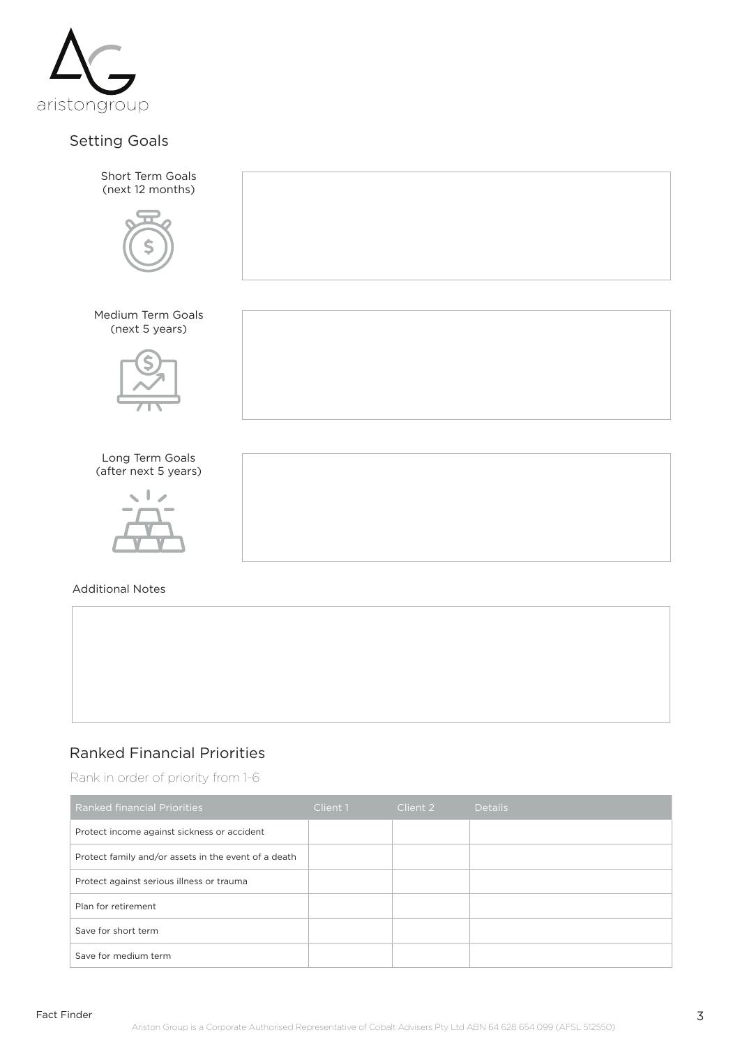## Setting Goals

Short Term Goals (next 12 months)

Medium Term Goals (next 5 years)

Long Term Goals (after next 5 years)

Additional Notes

## Ranked Financial Priorities

Rank in order of priority from 1-6

| Ranked financial Priorities | Client 1 | Client 2 | Details |
| --- | --- | --- | --- |
| Protect income against sickness or accident | | | |
| Protect family and/or assets in the event of a death | | | |
| Protect against serious illness or trauma | | | |
| Plan for retirement | | | |
| Save for short term | | | |
| Save for medium term | | | |

Ariston Group is a Corporate Authorised Representative of Cobalt Advisers Pty Ltd ABN 64 628 654 099 (AFSL 512550)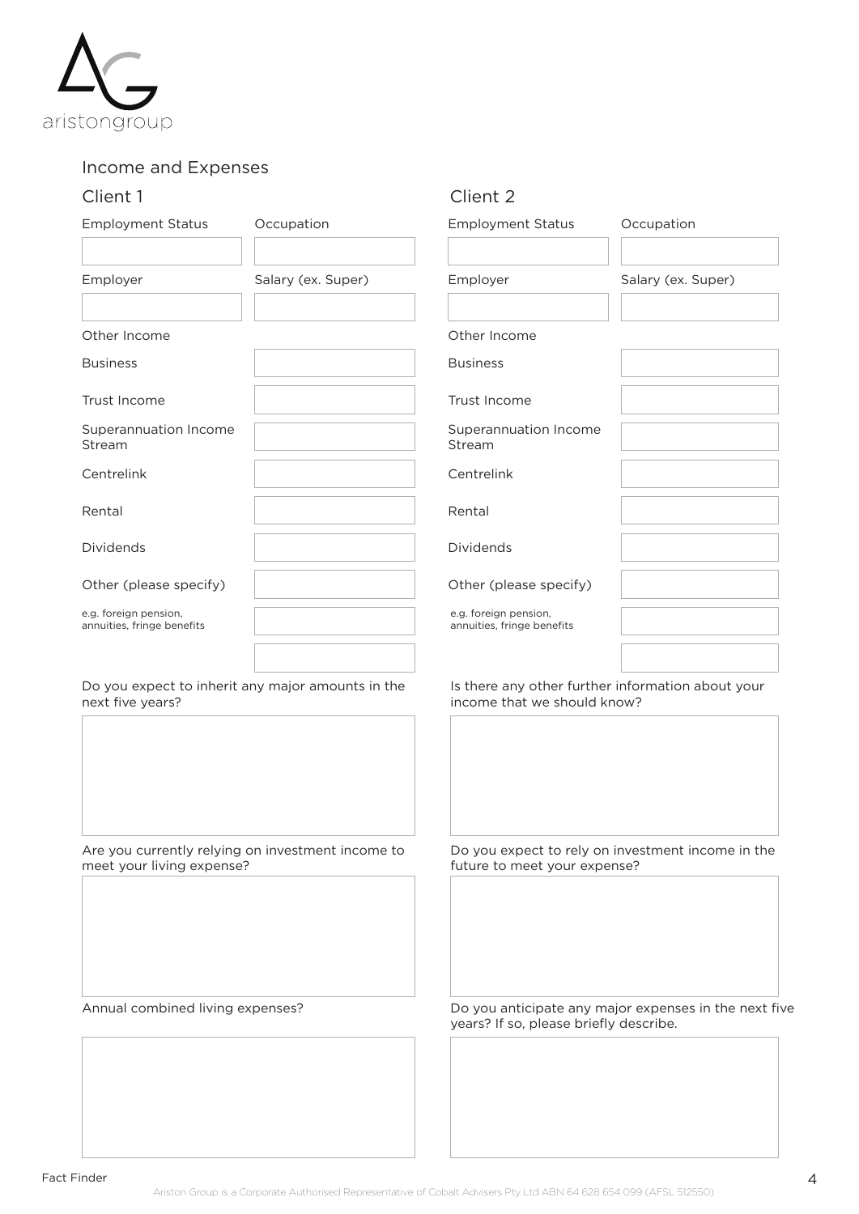# Income and Expenses

## Client 1

| Employment Status | Occupation |
|---|---|
| | |

| Employer | Salary (ex. Super) |
|---|---|
| | |

**Other Income**

| | |
|---|---|
| Business | |
| Trust Income | |
| Superannuation Income Stream | |
| Centrelink | |
| Rental | |
| Dividends | |
| Other (please specify) | |
| e.g. foreign pension, annuities, fringe benefits | |
| | |

## Client 2

| Employment Status | Occupation |
|---|---|
| | |

| Employer | Salary (ex. Super) |
|---|---|
| | |

**Other Income**

| | |
|---|---|
| Business | |
| Trust Income | |
| Superannuation Income Stream | |
| Centrelink | |
| Rental | |
| Dividends | |
| Other (please specify) | |
| e.g. foreign pension, annuities, fringe benefits | |
| | |

Do you expect to inherit any major amounts in the next five years?

Is there any other further information about your income that we should know?

Are you currently relying on investment income to meet your living expense?

Do you expect to rely on investment income in the future to meet your expense?

Annual combined living expenses?

Do you anticipate any major expenses in the next five years? If so, please briefly describe.

Fact Finder

Ariston Group is a Corporate Authorised Representative of Cobalt Advisers Pty Ltd ABN 64 628 654 099 (AFSL 512550)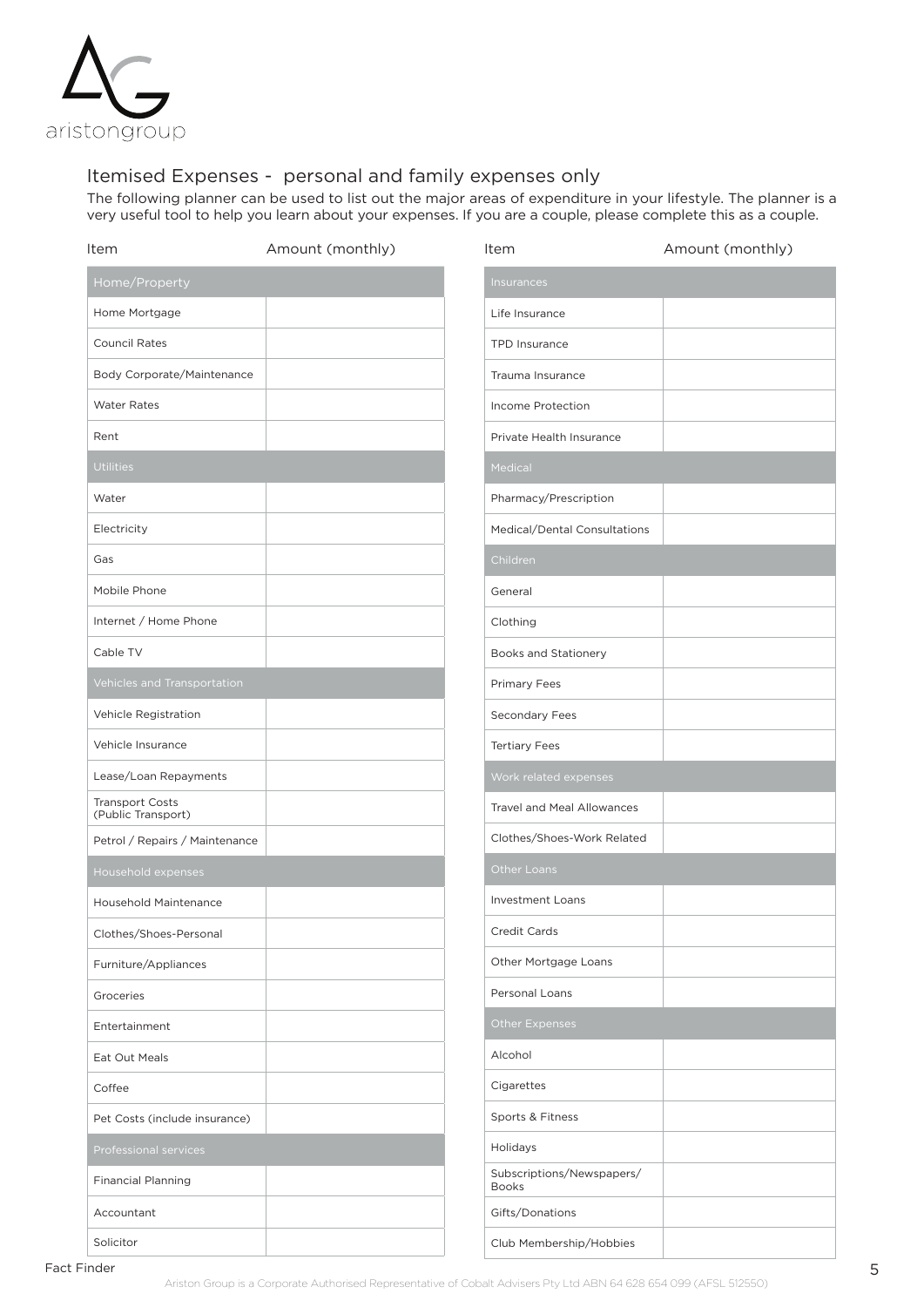## Itemised Expenses - personal and family expenses only

The following planner can be used to list out the major areas of expenditure in your lifestyle. The planner is a very useful tool to help you learn about your expenses. If you are a couple, please complete this as a couple.

| Item | Amount (monthly) |
|---|---|
| **Home/Property** | |
| Home Mortgage | |
| Council Rates | |
| Body Corporate/Maintenance | |
| Water Rates | |
| Rent | |
| **Utilities** | |
| Water | |
| Electricity | |
| Gas | |
| Mobile Phone | |
| Internet / Home Phone | |
| Cable TV | |
| **Vehicles and Transportation** | |
| Vehicle Registration | |
| Vehicle Insurance | |
| Lease/Loan Repayments | |
| Transport Costs (Public Transport) | |
| Petrol / Repairs / Maintenance | |
| **Household expenses** | |
| Household Maintenance | |
| Clothes/Shoes-Personal | |
| Furniture/Appliances | |
| Groceries | |
| Entertainment | |
| Eat Out Meals | |
| Coffee | |
| Pet Costs (include insurance) | |
| **Professional services** | |
| Financial Planning | |
| Accountant | |
| Solicitor | |

| Item | Amount (monthly) |
|---|---|
| **Insurances** | |
| Life Insurance | |
| TPD Insurance | |
| Trauma Insurance | |
| Income Protection | |
| Private Health Insurance | |
| **Medical** | |
| Pharmacy/Prescription | |
| Medical/Dental Consultations | |
| **Children** | |
| General | |
| Clothing | |
| Books and Stationery | |
| Primary Fees | |
| Secondary Fees | |
| Tertiary Fees | |
| **Work related expenses** | |
| Travel and Meal Allowances | |
| Clothes/Shoes-Work Related | |
| **Other Loans** | |
| Investment Loans | |
| Credit Cards | |
| Other Mortgage Loans | |
| Personal Loans | |
| **Other Expenses** | |
| Alcohol | |
| Cigarettes | |
| Sports & Fitness | |
| Holidays | |
| Subscriptions/Newspapers/ Books | |
| Gifts/Donations | |
| Club Membership/Hobbies | |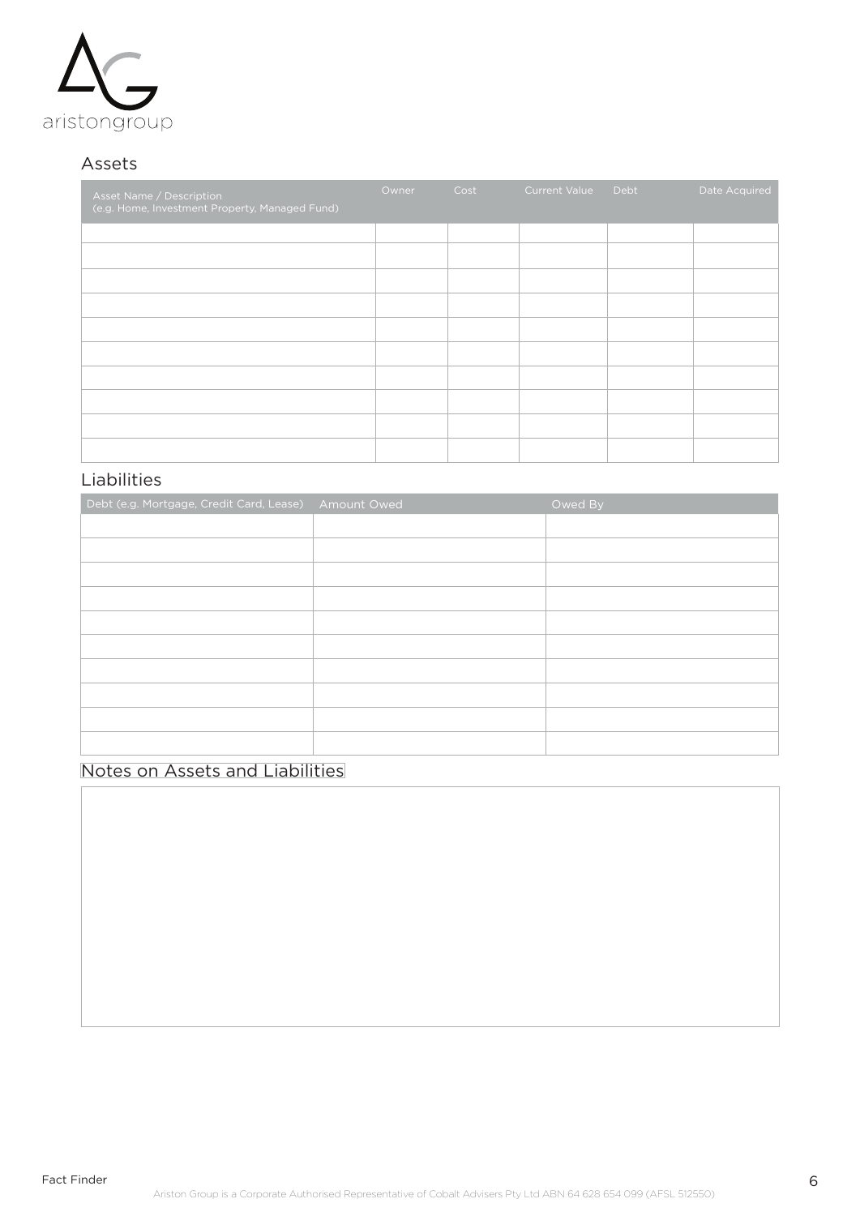## Assets

| Asset Name / Description (e.g. Home, Investment Property, Managed Fund) | Owner | Cost | Current Value | Debt | Date Acquired |
| --- | --- | --- | --- | --- | --- |
| | | | | | |
| | | | | | |
| | | | | | |
| | | | | | |
| | | | | | |
| | | | | | |
| | | | | | |
| | | | | | |
| | | | | | |
| | | | | | |

## Liabilities

| Debt (e.g. Mortgage, Credit Card, Lease) | Amount Owed | Owed By |
| --- | --- | --- |
| | | |
| | | |
| | | |
| | | |
| | | |
| | | |
| | | |
| | | |
| | | |
| | | |

## Notes on Assets and Liabilities

Ariston Group is a Corporate Authorised Representative of Cobalt Advisers Pty Ltd ABN 64 628 654 099 (AFSL 512550)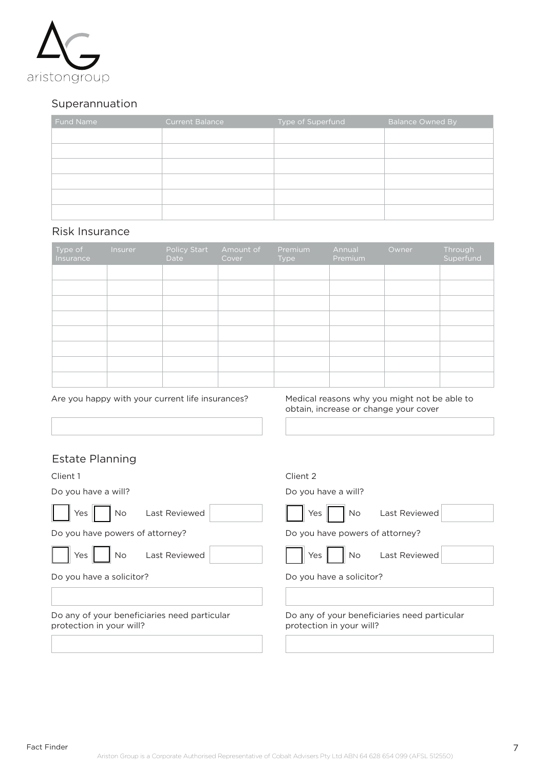## Superannuation

| Fund Name | Current Balance | Type of Superfund | Balance Owned By |
|---|---|---|---|
| | | | |
| | | | |
| | | | |
| | | | |
| | | | |
| | | | |

## Risk Insurance

| Type of Insurance | Insurer | Policy Start Date | Amount of Cover | Premium Type | Annual Premium | Owner | Through Superfund |
|---|---|---|---|---|---|---|---|
| | | | | | | | |
| | | | | | | | |
| | | | | | | | |
| | | | | | | | |
| | | | | | | | |
| | | | | | | | |
| | | | | | | | |
| | | | | | | | |

Are you happy with your current life insurances?

Medical reasons why you might not be able to obtain, increase or change your cover

## Estate Planning

**Client 1**

Do you have a will?

☐ Yes ☐ No Last Reviewed

Do you have powers of attorney?

☐ Yes ☐ No Last Reviewed

Do you have a solicitor?

Do any of your beneficiaries need particular protection in your will?

**Client 2**

Do you have a will?

☐ Yes ☐ No Last Reviewed

Do you have powers of attorney?

☐ Yes ☐ No Last Reviewed

Do you have a solicitor?

Do any of your beneficiaries need particular protection in your will?

Ariston Group is a Corporate Authorised Representative of Cobalt Advisers Pty Ltd ABN 64 628 654 099 (AFSL 512550)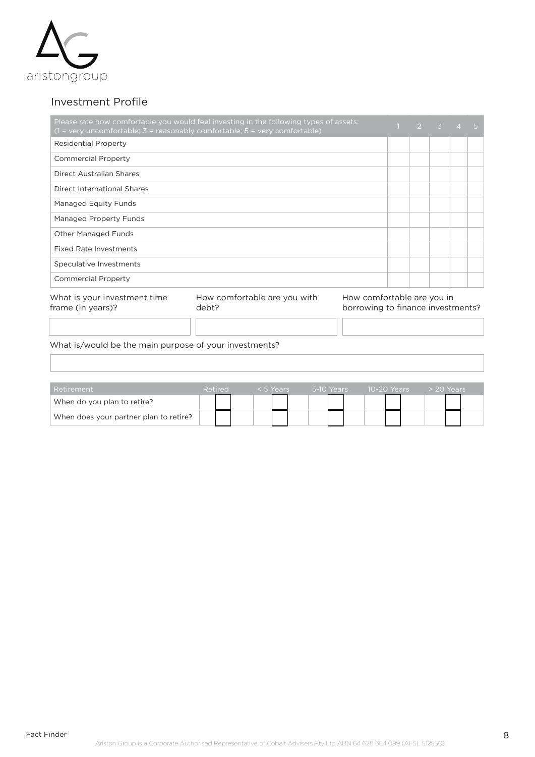## Investment Profile

| Please rate how comfortable you would feel investing in the following types of assets: (1 = very uncomfortable; 3 = reasonably comfortable; 5 = very comfortable) | 1 | 2 | 3 | 4 | 5 |
|---|---|---|---|---|---|
| Residential Property | | | | | |
| Commercial Property | | | | | |
| Direct Australian Shares | | | | | |
| Direct International Shares | | | | | |
| Managed Equity Funds | | | | | |
| Managed Property Funds | | | | | |
| Other Managed Funds | | | | | |
| Fixed Rate Investments | | | | | |
| Speculative Investments | | | | | |
| Commercial Property | | | | | |

| What is your investment time frame (in years)? | How comfortable are you with debt? | How comfortable are you in borrowing to finance investments? |
|---|---|---|
| | | |

What is/would be the main purpose of your investments?

| Retirement | Retired | < 5 Years | 5-10 Years | 10-20 Years | > 20 Years |
|---|---|---|---|---|---|
| When do you plan to retire? | | | | | |
| When does your partner plan to retire? | | | | | |

Ariston Group is a Corporate Authorised Representative of Cobalt Advisers Pty Ltd ABN 64 628 654 099 (AFSL 512550)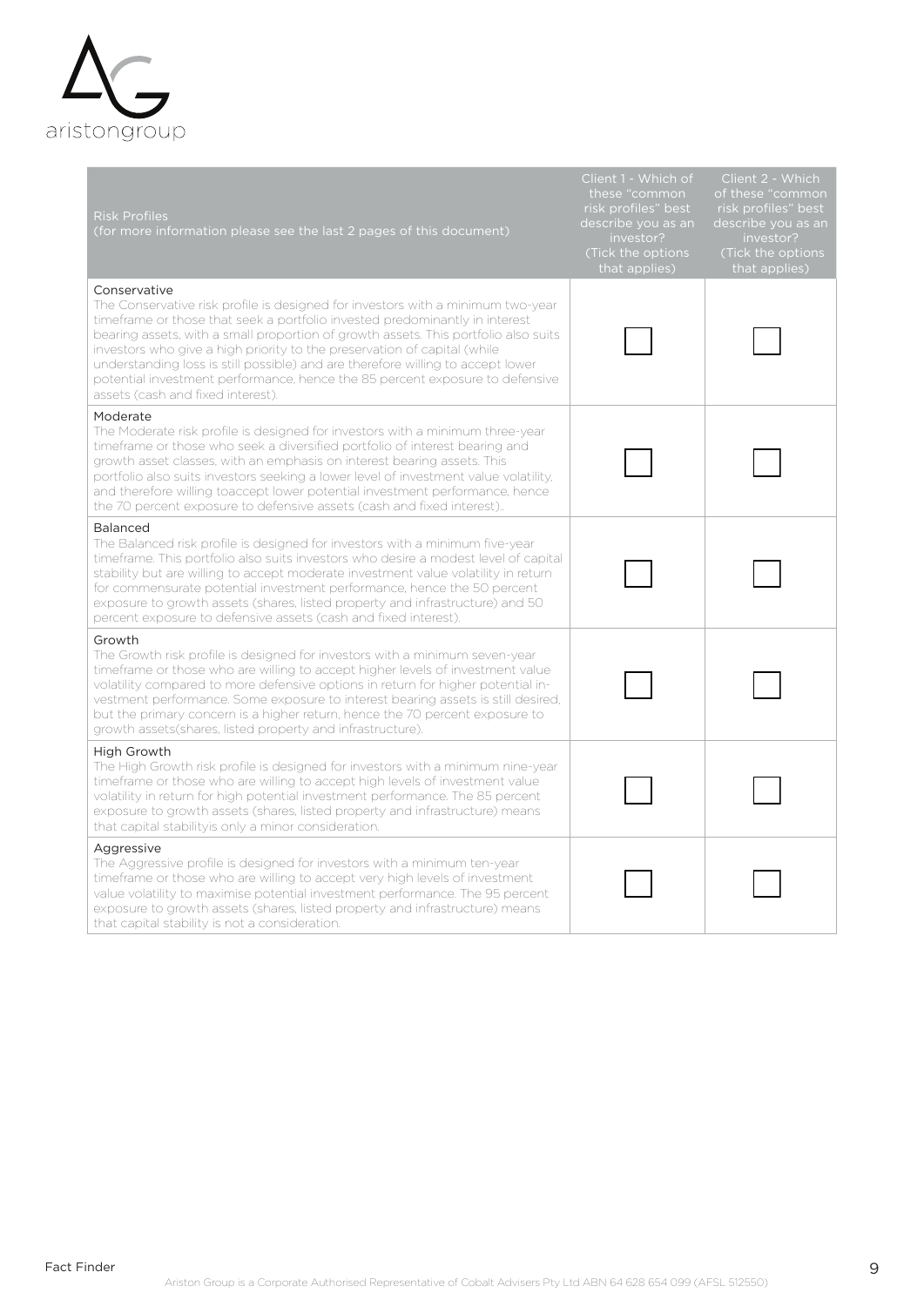| Risk Profiles (for more information please see the last 2 pages of this document) | Client 1 - Which of these "common risk profiles" best describe you as an investor? (Tick the options that applies) | Client 2 - Which of these "common risk profiles" best describe you as an investor? (Tick the options that applies) |
|---|---|---|
| Conservative<br>The Conservative risk profile is designed for investors with a minimum two-year timeframe or those that seek a portfolio invested predominantly in interest bearing assets, with a small proportion of growth assets. This portfolio also suits investors who give a high priority to the preservation of capital (while understanding loss is still possible) and are therefore willing to accept lower potential investment performance, hence the 85 percent exposure to defensive assets (cash and fixed interest). | ☐ | ☐ |
| Moderate<br>The Moderate risk profile is designed for investors with a minimum three-year timeframe or those who seek a diversified portfolio of interest bearing and growth asset classes, with an emphasis on interest bearing assets. This portfolio also suits investors seeking a lower level of investment value volatility, and therefore willing toaccept lower potential investment performance, hence the 70 percent exposure to defensive assets (cash and fixed interest).. | ☐ | ☐ |
| Balanced<br>The Balanced risk profile is designed for investors with a minimum five-year timeframe. This portfolio also suits investors who desire a modest level of capital stability but are willing to accept moderate investment value volatility in return for commensurate potential investment performance, hence the 50 percent exposure to growth assets (shares, listed property and infrastructure) and 50 percent exposure to defensive assets (cash and fixed interest). | ☐ | ☐ |
| Growth<br>The Growth risk profile is designed for investors with a minimum seven-year timeframe or those who are willing to accept higher levels of investment value volatility compared to more defensive options in return for higher potential investment performance. Some exposure to interest bearing assets is still desired, but the primary concern is a higher return, hence the 70 percent exposure to growth assets(shares, listed property and infrastructure). | ☐ | ☐ |
| High Growth<br>The High Growth risk profile is designed for investors with a minimum nine-year timeframe or those who are willing to accept high levels of investment value volatility in return for high potential investment performance. The 85 percent exposure to growth assets (shares, listed property and infrastructure) means that capital stabilityis only a minor consideration. | ☐ | ☐ |
| Aggressive<br>The Aggressive profile is designed for investors with a minimum ten-year timeframe or those who are willing to accept very high levels of investment value volatility to maximise potential investment performance. The 95 percent exposure to growth assets (shares, listed property and infrastructure) means that capital stability is not a consideration. | ☐ | ☐ |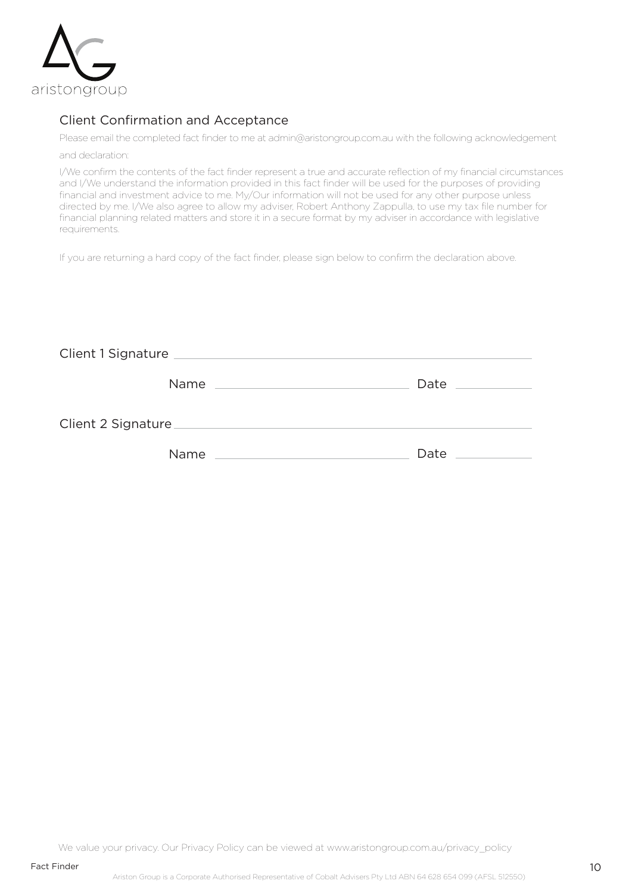## Client Confirmation and Acceptance

Please email the completed fact finder to me at admin@aristongroup.com.au with the following acknowledgement and declaration:

I/We confirm the contents of the fact finder represent a true and accurate reflection of my financial circumstances and I/We understand the information provided in this fact finder will be used for the purposes of providing financial and investment advice to me. My/Our information will not be used for any other purpose unless directed by me. I/We also agree to allow my adviser, Robert Anthony Zappulla, to use my tax file number for financial planning related matters and store it in a secure format by my adviser in accordance with legislative requirements.

If you are returning a hard copy of the fact finder, please sign below to confirm the declaration above.

Client 1 Signature ______________________________

Name ______________________ Date __________

Client 2 Signature ______________________________

Name ______________________ Date __________

We value your privacy. Our Privacy Policy can be viewed at www.aristongroup.com.au/privacy_policy

Ariston Group is a Corporate Authorised Representative of Cobalt Advisers Pty Ltd ABN 64 628 654 099 (AFSL 512550)